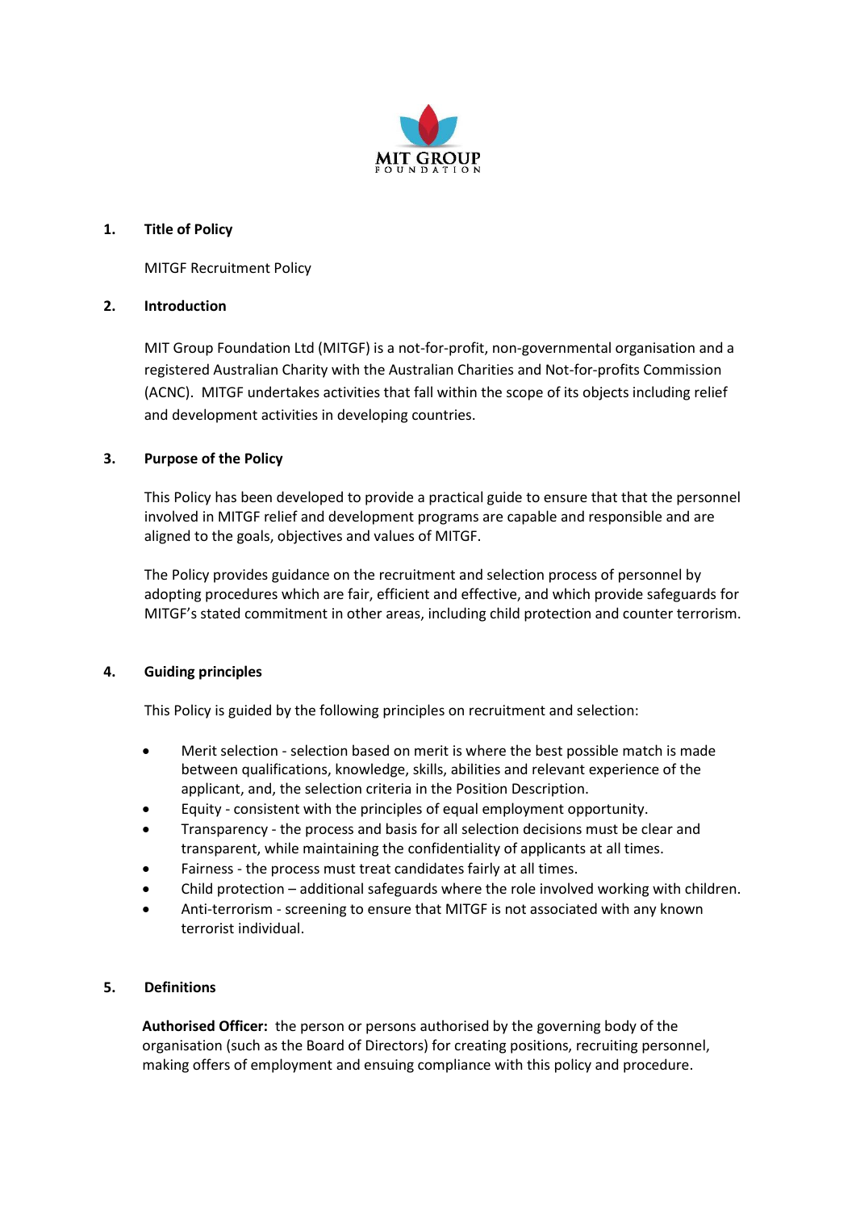MIT GROUP
FOUNDATION

## 1. Title of Policy

MITGF Recruitment Policy

## 2. Introduction

MIT Group Foundation Ltd (MITGF) is a not-for-profit, non-governmental organisation and a registered Australian Charity with the Australian Charities and Not-for-profits Commission (ACNC). MITGF undertakes activities that fall within the scope of its objects including relief and development activities in developing countries.

## 3. Purpose of the Policy

This Policy has been developed to provide a practical guide to ensure that that the personnel involved in MITGF relief and development programs are capable and responsible and are aligned to the goals, objectives and values of MITGF.

The Policy provides guidance on the recruitment and selection process of personnel by adopting procedures which are fair, efficient and effective, and which provide safeguards for MITGF's stated commitment in other areas, including child protection and counter terrorism.

## 4. Guiding principles

This Policy is guided by the following principles on recruitment and selection:

- Merit selection - selection based on merit is where the best possible match is made between qualifications, knowledge, skills, abilities and relevant experience of the applicant, and, the selection criteria in the Position Description.
- Equity - consistent with the principles of equal employment opportunity.
- Transparency - the process and basis for all selection decisions must be clear and transparent, while maintaining the confidentiality of applicants at all times.
- Fairness - the process must treat candidates fairly at all times.
- Child protection – additional safeguards where the role involved working with children.
- Anti-terrorism - screening to ensure that MITGF is not associated with any known terrorist individual.

## 5. Definitions

**Authorised Officer:** the person or persons authorised by the governing body of the organisation (such as the Board of Directors) for creating positions, recruiting personnel, making offers of employment and ensuing compliance with this policy and procedure.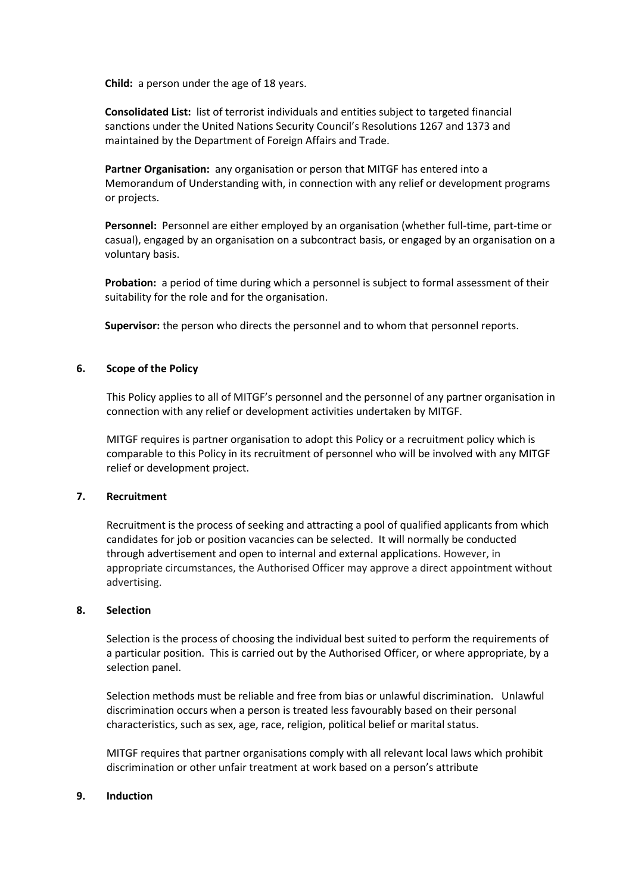**Child:** a person under the age of 18 years.

**Consolidated List:** list of terrorist individuals and entities subject to targeted financial sanctions under the United Nations Security Council's Resolutions 1267 and 1373 and maintained by the Department of Foreign Affairs and Trade.

**Partner Organisation:** any organisation or person that MITGF has entered into a Memorandum of Understanding with, in connection with any relief or development programs or projects.

**Personnel:** Personnel are either employed by an organisation (whether full-time, part-time or casual), engaged by an organisation on a subcontract basis, or engaged by an organisation on a voluntary basis.

**Probation:** a period of time during which a personnel is subject to formal assessment of their suitability for the role and for the organisation.

**Supervisor:** the person who directs the personnel and to whom that personnel reports.

## 6. Scope of the Policy

This Policy applies to all of MITGF's personnel and the personnel of any partner organisation in connection with any relief or development activities undertaken by MITGF.

MITGF requires is partner organisation to adopt this Policy or a recruitment policy which is comparable to this Policy in its recruitment of personnel who will be involved with any MITGF relief or development project.

## 7. Recruitment

Recruitment is the process of seeking and attracting a pool of qualified applicants from which candidates for job or position vacancies can be selected. It will normally be conducted through advertisement and open to internal and external applications. However, in appropriate circumstances, the Authorised Officer may approve a direct appointment without advertising.

## 8. Selection

Selection is the process of choosing the individual best suited to perform the requirements of a particular position. This is carried out by the Authorised Officer, or where appropriate, by a selection panel.

Selection methods must be reliable and free from bias or unlawful discrimination. Unlawful discrimination occurs when a person is treated less favourably based on their personal characteristics, such as sex, age, race, religion, political belief or marital status.

MITGF requires that partner organisations comply with all relevant local laws which prohibit discrimination or other unfair treatment at work based on a person's attribute

## 9. Induction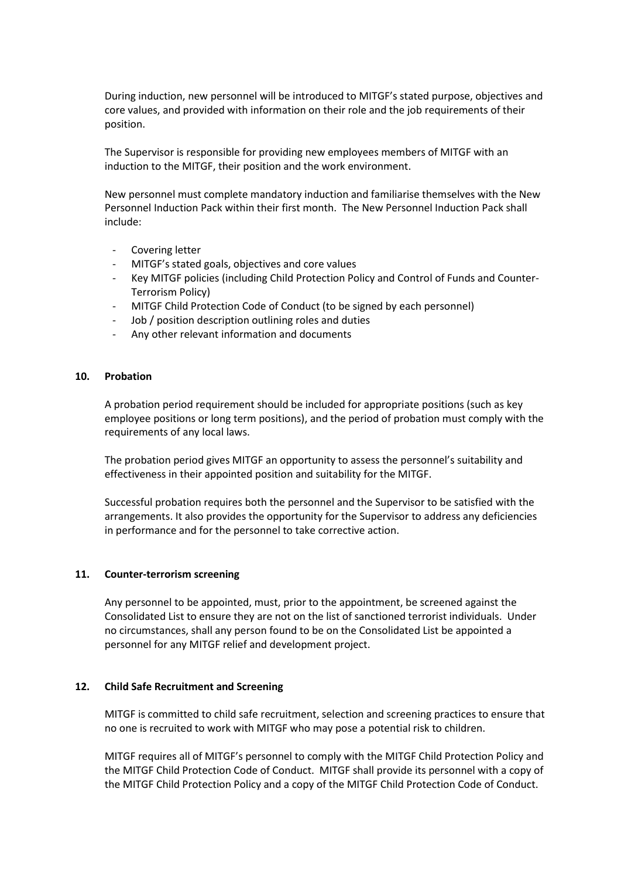During induction, new personnel will be introduced to MITGF's stated purpose, objectives and core values, and provided with information on their role and the job requirements of their position.

The Supervisor is responsible for providing new employees members of MITGF with an induction to the MITGF, their position and the work environment.

New personnel must complete mandatory induction and familiarise themselves with the New Personnel Induction Pack within their first month. The New Personnel Induction Pack shall include:

- Covering letter
- MITGF's stated goals, objectives and core values
- Key MITGF policies (including Child Protection Policy and Control of Funds and Counter-Terrorism Policy)
- MITGF Child Protection Code of Conduct (to be signed by each personnel)
- Job / position description outlining roles and duties
- Any other relevant information and documents

## 10. Probation

A probation period requirement should be included for appropriate positions (such as key employee positions or long term positions), and the period of probation must comply with the requirements of any local laws.

The probation period gives MITGF an opportunity to assess the personnel's suitability and effectiveness in their appointed position and suitability for the MITGF.

Successful probation requires both the personnel and the Supervisor to be satisfied with the arrangements. It also provides the opportunity for the Supervisor to address any deficiencies in performance and for the personnel to take corrective action.

## 11. Counter-terrorism screening

Any personnel to be appointed, must, prior to the appointment, be screened against the Consolidated List to ensure they are not on the list of sanctioned terrorist individuals. Under no circumstances, shall any person found to be on the Consolidated List be appointed a personnel for any MITGF relief and development project.

## 12. Child Safe Recruitment and Screening

MITGF is committed to child safe recruitment, selection and screening practices to ensure that no one is recruited to work with MITGF who may pose a potential risk to children.

MITGF requires all of MITGF's personnel to comply with the MITGF Child Protection Policy and the MITGF Child Protection Code of Conduct. MITGF shall provide its personnel with a copy of the MITGF Child Protection Policy and a copy of the MITGF Child Protection Code of Conduct.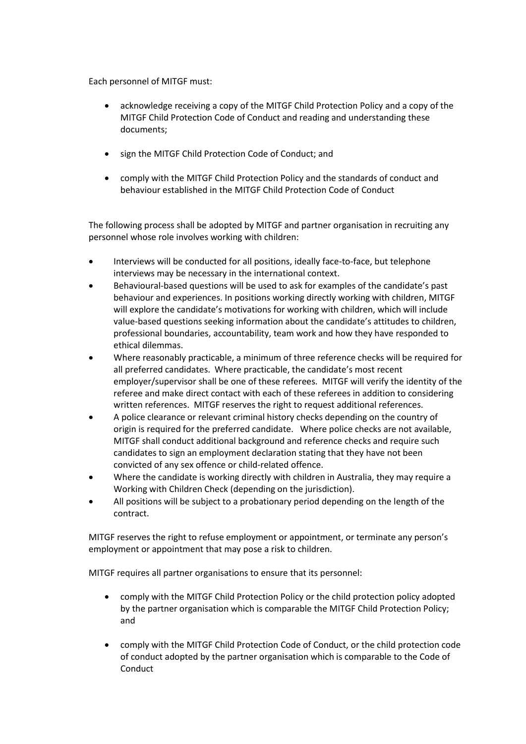Each personnel of MITGF must:

- acknowledge receiving a copy of the MITGF Child Protection Policy and a copy of the MITGF Child Protection Code of Conduct and reading and understanding these documents;
- sign the MITGF Child Protection Code of Conduct; and
- comply with the MITGF Child Protection Policy and the standards of conduct and behaviour established in the MITGF Child Protection Code of Conduct

The following process shall be adopted by MITGF and partner organisation in recruiting any personnel whose role involves working with children:

- Interviews will be conducted for all positions, ideally face-to-face, but telephone interviews may be necessary in the international context.
- Behavioural-based questions will be used to ask for examples of the candidate's past behaviour and experiences. In positions working directly working with children, MITGF will explore the candidate's motivations for working with children, which will include value-based questions seeking information about the candidate's attitudes to children, professional boundaries, accountability, team work and how they have responded to ethical dilemmas.
- Where reasonably practicable, a minimum of three reference checks will be required for all preferred candidates. Where practicable, the candidate's most recent employer/supervisor shall be one of these referees. MITGF will verify the identity of the referee and make direct contact with each of these referees in addition to considering written references. MITGF reserves the right to request additional references.
- A police clearance or relevant criminal history checks depending on the country of origin is required for the preferred candidate. Where police checks are not available, MITGF shall conduct additional background and reference checks and require such candidates to sign an employment declaration stating that they have not been convicted of any sex offence or child-related offence.
- Where the candidate is working directly with children in Australia, they may require a Working with Children Check (depending on the jurisdiction).
- All positions will be subject to a probationary period depending on the length of the contract.

MITGF reserves the right to refuse employment or appointment, or terminate any person's employment or appointment that may pose a risk to children.

MITGF requires all partner organisations to ensure that its personnel:

- comply with the MITGF Child Protection Policy or the child protection policy adopted by the partner organisation which is comparable the MITGF Child Protection Policy; and
- comply with the MITGF Child Protection Code of Conduct, or the child protection code of conduct adopted by the partner organisation which is comparable to the Code of Conduct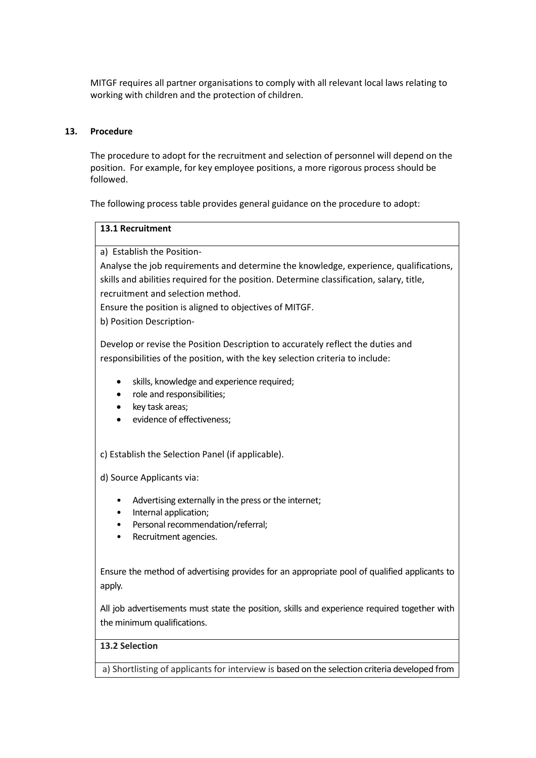MITGF requires all partner organisations to comply with all relevant local laws relating to working with children and the protection of children.

## 13. Procedure

The procedure to adopt for the recruitment and selection of personnel will depend on the position. For example, for key employee positions, a more rigorous process should be followed.

The following process table provides general guidance on the procedure to adopt:

**13.1 Recruitment**

a) Establish the Position-

Analyse the job requirements and determine the knowledge, experience, qualifications, skills and abilities required for the position. Determine classification, salary, title, recruitment and selection method.

Ensure the position is aligned to objectives of MITGF.

b) Position Description-

Develop or revise the Position Description to accurately reflect the duties and responsibilities of the position, with the key selection criteria to include:

- skills, knowledge and experience required;
- role and responsibilities;
- key task areas;
- evidence of effectiveness;

c) Establish the Selection Panel (if applicable).

d) Source Applicants via:

- Advertising externally in the press or the internet;
- Internal application;
- Personal recommendation/referral;
- Recruitment agencies.

Ensure the method of advertising provides for an appropriate pool of qualified applicants to apply.

All job advertisements must state the position, skills and experience required together with the minimum qualifications.

**13.2 Selection**

a) Shortlisting of applicants for interview is based on the selection criteria developed from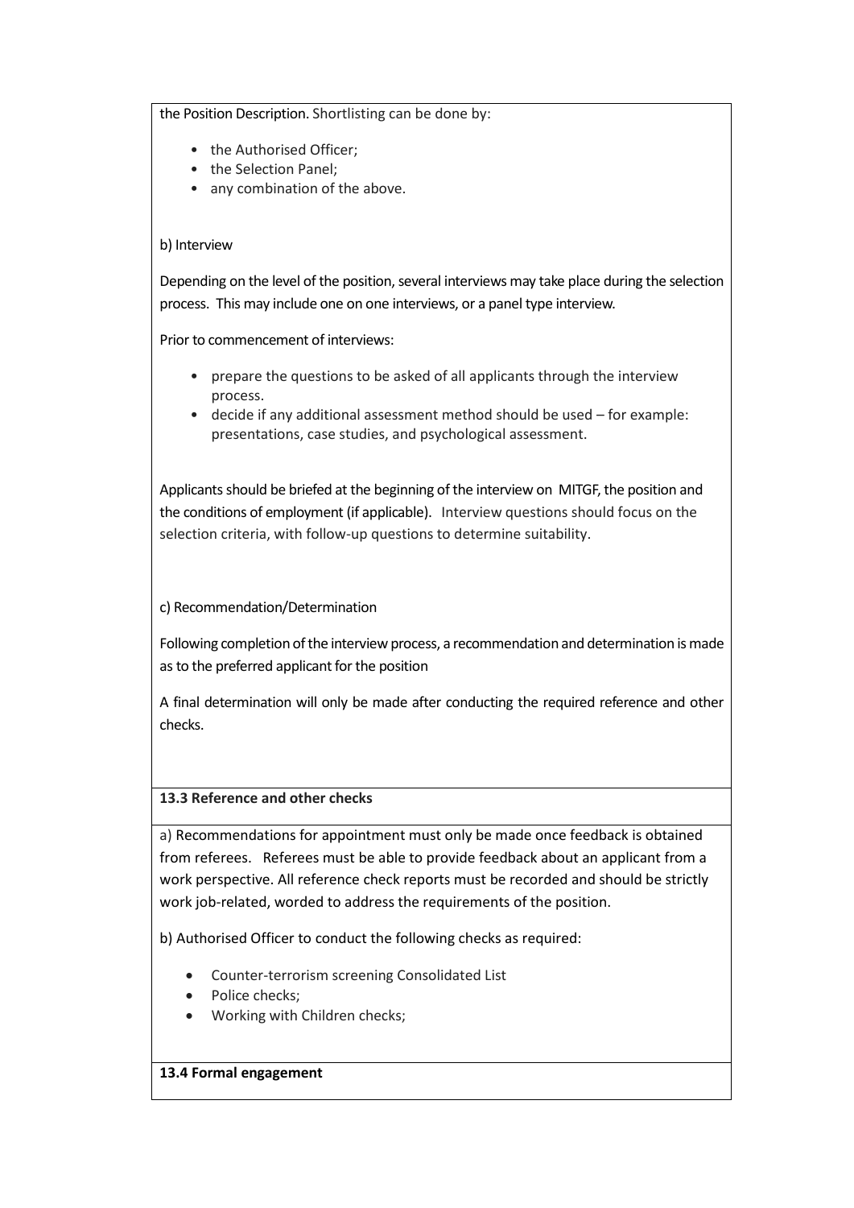the Position Description. Shortlisting can be done by:

- the Authorised Officer;
- the Selection Panel;
- any combination of the above.

b) Interview

Depending on the level of the position, several interviews may take place during the selection process. This may include one on one interviews, or a panel type interview.

Prior to commencement of interviews:

- prepare the questions to be asked of all applicants through the interview process.
- decide if any additional assessment method should be used – for example: presentations, case studies, and psychological assessment.

Applicants should be briefed at the beginning of the interview on MITGF, the position and the conditions of employment (if applicable). Interview questions should focus on the selection criteria, with follow-up questions to determine suitability.

c) Recommendation/Determination

Following completion of the interview process, a recommendation and determination is made as to the preferred applicant for the position

A final determination will only be made after conducting the required reference and other checks.

**13.3 Reference and other checks**

a) Recommendations for appointment must only be made once feedback is obtained from referees. Referees must be able to provide feedback about an applicant from a work perspective. All reference check reports must be recorded and should be strictly work job-related, worded to address the requirements of the position.

b) Authorised Officer to conduct the following checks as required:

- Counter-terrorism screening Consolidated List
- Police checks;
- Working with Children checks;

**13.4 Formal engagement**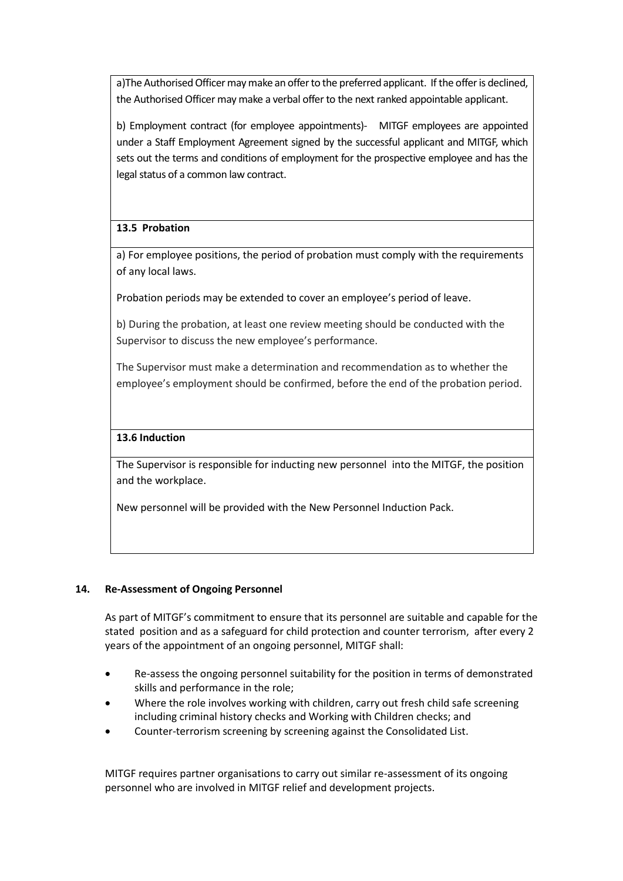a)The Authorised Officer may make an offer to the preferred applicant. If the offer is declined, the Authorised Officer may make a verbal offer to the next ranked appointable applicant.

b) Employment contract (for employee appointments)- MITGF employees are appointed under a Staff Employment Agreement signed by the successful applicant and MITGF, which sets out the terms and conditions of employment for the prospective employee and has the legal status of a common law contract.

**13.5 Probation**

a) For employee positions, the period of probation must comply with the requirements of any local laws.

Probation periods may be extended to cover an employee's period of leave.

b) During the probation, at least one review meeting should be conducted with the Supervisor to discuss the new employee's performance.

The Supervisor must make a determination and recommendation as to whether the employee's employment should be confirmed, before the end of the probation period.

**13.6 Induction**

The Supervisor is responsible for inducting new personnel into the MITGF, the position and the workplace.

New personnel will be provided with the New Personnel Induction Pack.

## 14. Re-Assessment of Ongoing Personnel

As part of MITGF's commitment to ensure that its personnel are suitable and capable for the stated position and as a safeguard for child protection and counter terrorism, after every 2 years of the appointment of an ongoing personnel, MITGF shall:

- Re-assess the ongoing personnel suitability for the position in terms of demonstrated skills and performance in the role;
- Where the role involves working with children, carry out fresh child safe screening including criminal history checks and Working with Children checks; and
- Counter-terrorism screening by screening against the Consolidated List.

MITGF requires partner organisations to carry out similar re-assessment of its ongoing personnel who are involved in MITGF relief and development projects.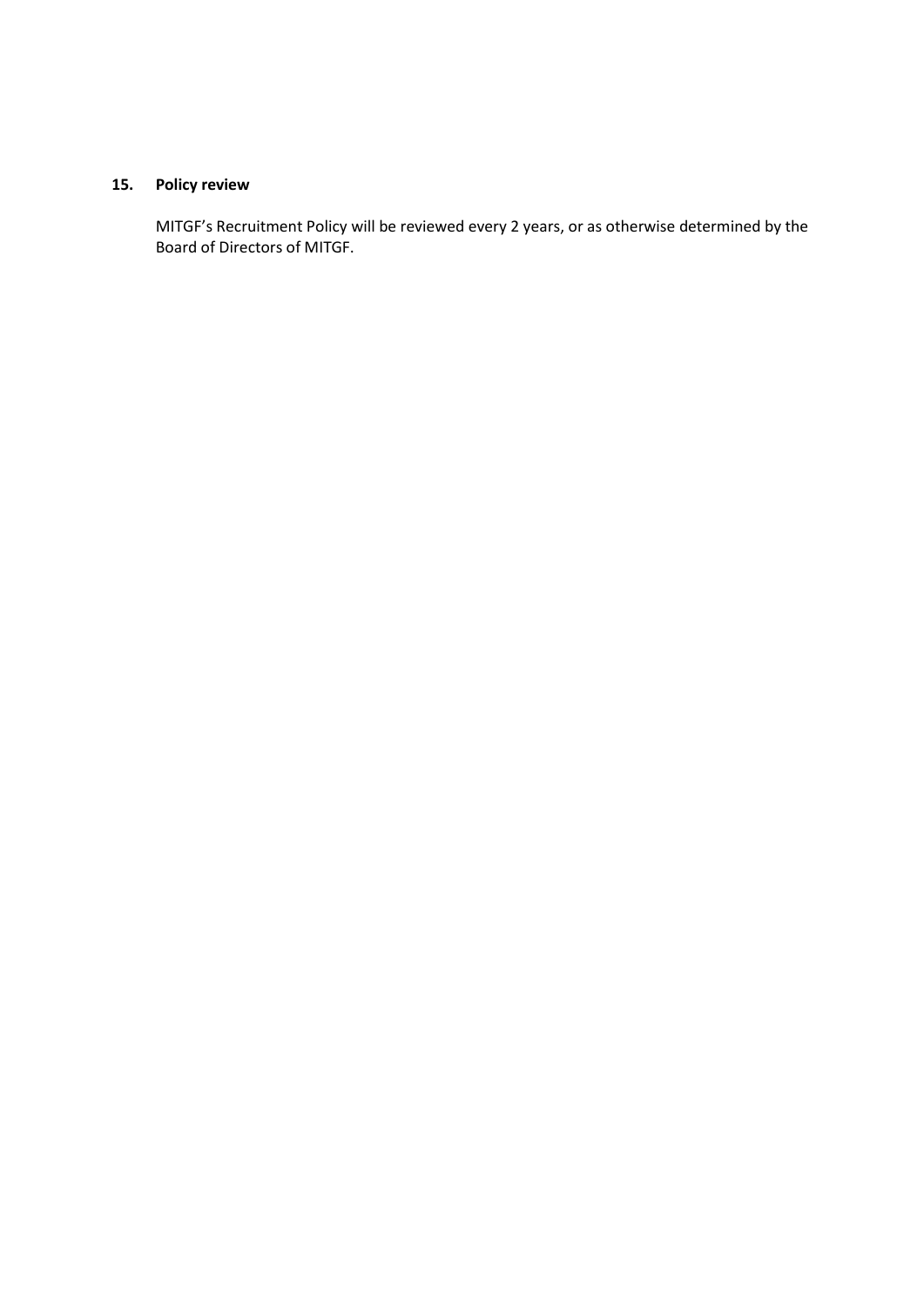## 15. Policy review

MITGF's Recruitment Policy will be reviewed every 2 years, or as otherwise determined by the Board of Directors of MITGF.